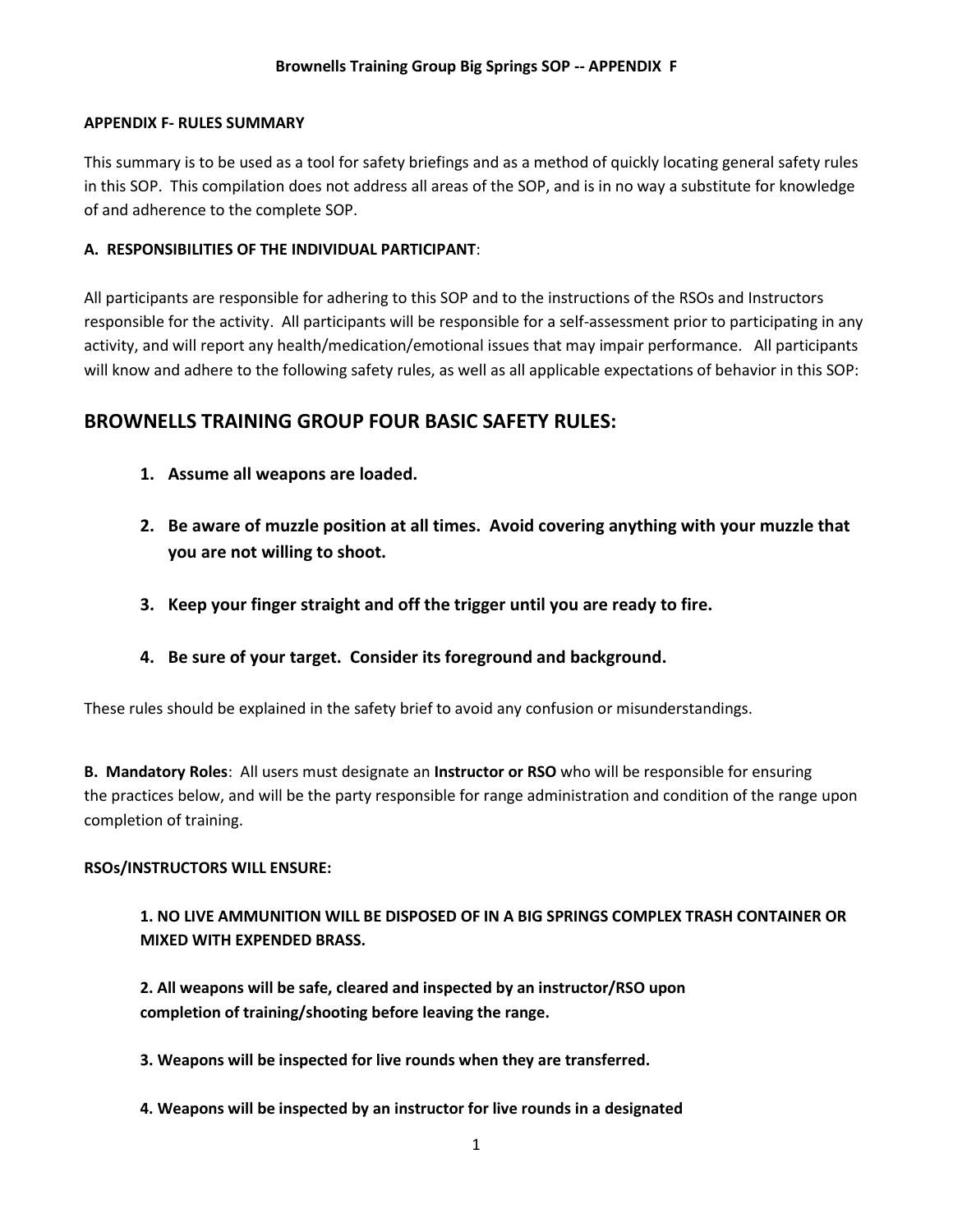**APPENDIX F- RULES SUMMARY**

This summary is to be used as a tool for safety briefings and as a method of quickly locating general safety rules in this SOP. This compilation does not address all areas of the SOP, and is in no way a substitute for knowledge of and adherence to the complete SOP.

**A. RESPONSIBILITIES OF THE INDIVIDUAL PARTICIPANT**:

All participants are responsible for adhering to this SOP and to the instructions of the RSOs and Instructors responsible for the activity. All participants will be responsible for a self-assessment prior to participating in any activity, and will report any health/medication/emotional issues that may impair performance. All participants will know and adhere to the following safety rules, as well as all applicable expectations of behavior in this SOP:

## BROWNELLS TRAINING GROUP FOUR BASIC SAFETY RULES:

1. **Assume all weapons are loaded.**
2. **Be aware of muzzle position at all times. Avoid covering anything with your muzzle that you are not willing to shoot.**
3. **Keep your finger straight and off the trigger until you are ready to fire.**
4. **Be sure of your target. Consider its foreground and background.**

These rules should be explained in the safety brief to avoid any confusion or misunderstandings.

**B. Mandatory Roles**: All users must designate an **Instructor or RSO** who will be responsible for ensuring the practices below, and will be the party responsible for range administration and condition of the range upon completion of training.

**RSOs/INSTRUCTORS WILL ENSURE:**

**1. NO LIVE AMMUNITION WILL BE DISPOSED OF IN A BIG SPRINGS COMPLEX TRASH CONTAINER OR MIXED WITH EXPENDED BRASS.**

**2. All weapons will be safe, cleared and inspected by an instructor/RSO upon completion of training/shooting before leaving the range.**

**3. Weapons will be inspected for live rounds when they are transferred.**

**4. Weapons will be inspected by an instructor for live rounds in a designated**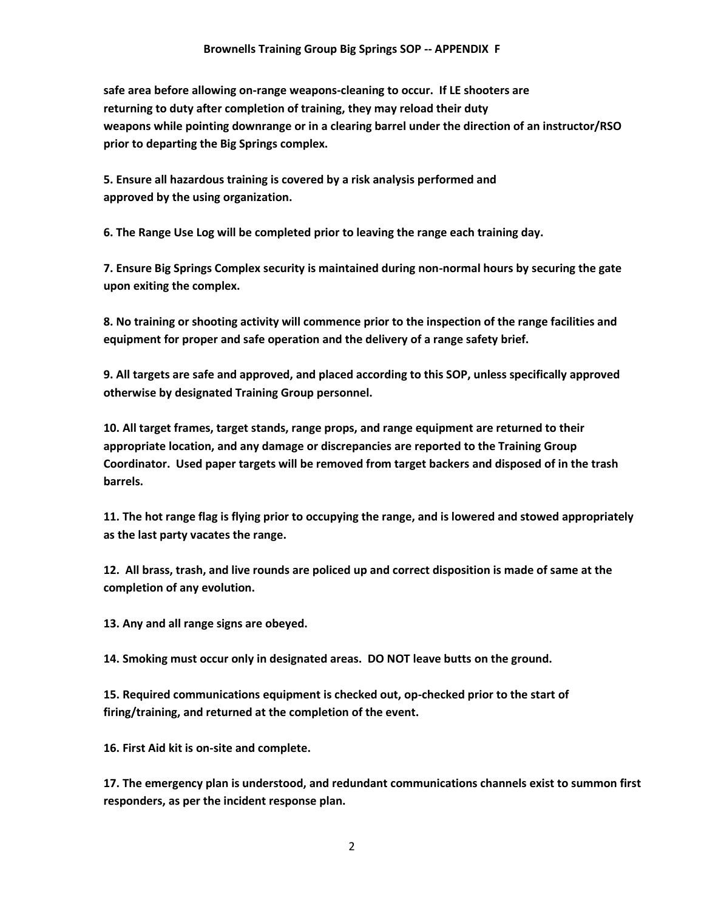**safe area before allowing on-range weapons-cleaning to occur. If LE shooters are returning to duty after completion of training, they may reload their duty weapons while pointing downrange or in a clearing barrel under the direction of an instructor/RSO prior to departing the Big Springs complex.**

**5. Ensure all hazardous training is covered by a risk analysis performed and approved by the using organization.**

**6. The Range Use Log will be completed prior to leaving the range each training day.**

**7. Ensure Big Springs Complex security is maintained during non-normal hours by securing the gate upon exiting the complex.**

**8. No training or shooting activity will commence prior to the inspection of the range facilities and equipment for proper and safe operation and the delivery of a range safety brief.**

**9. All targets are safe and approved, and placed according to this SOP, unless specifically approved otherwise by designated Training Group personnel.**

**10. All target frames, target stands, range props, and range equipment are returned to their appropriate location, and any damage or discrepancies are reported to the Training Group Coordinator. Used paper targets will be removed from target backers and disposed of in the trash barrels.**

**11. The hot range flag is flying prior to occupying the range, and is lowered and stowed appropriately as the last party vacates the range.**

**12. All brass, trash, and live rounds are policed up and correct disposition is made of same at the completion of any evolution.**

**13. Any and all range signs are obeyed.**

**14. Smoking must occur only in designated areas. DO NOT leave butts on the ground.**

**15. Required communications equipment is checked out, op-checked prior to the start of firing/training, and returned at the completion of the event.**

**16. First Aid kit is on-site and complete.**

**17. The emergency plan is understood, and redundant communications channels exist to summon first responders, as per the incident response plan.**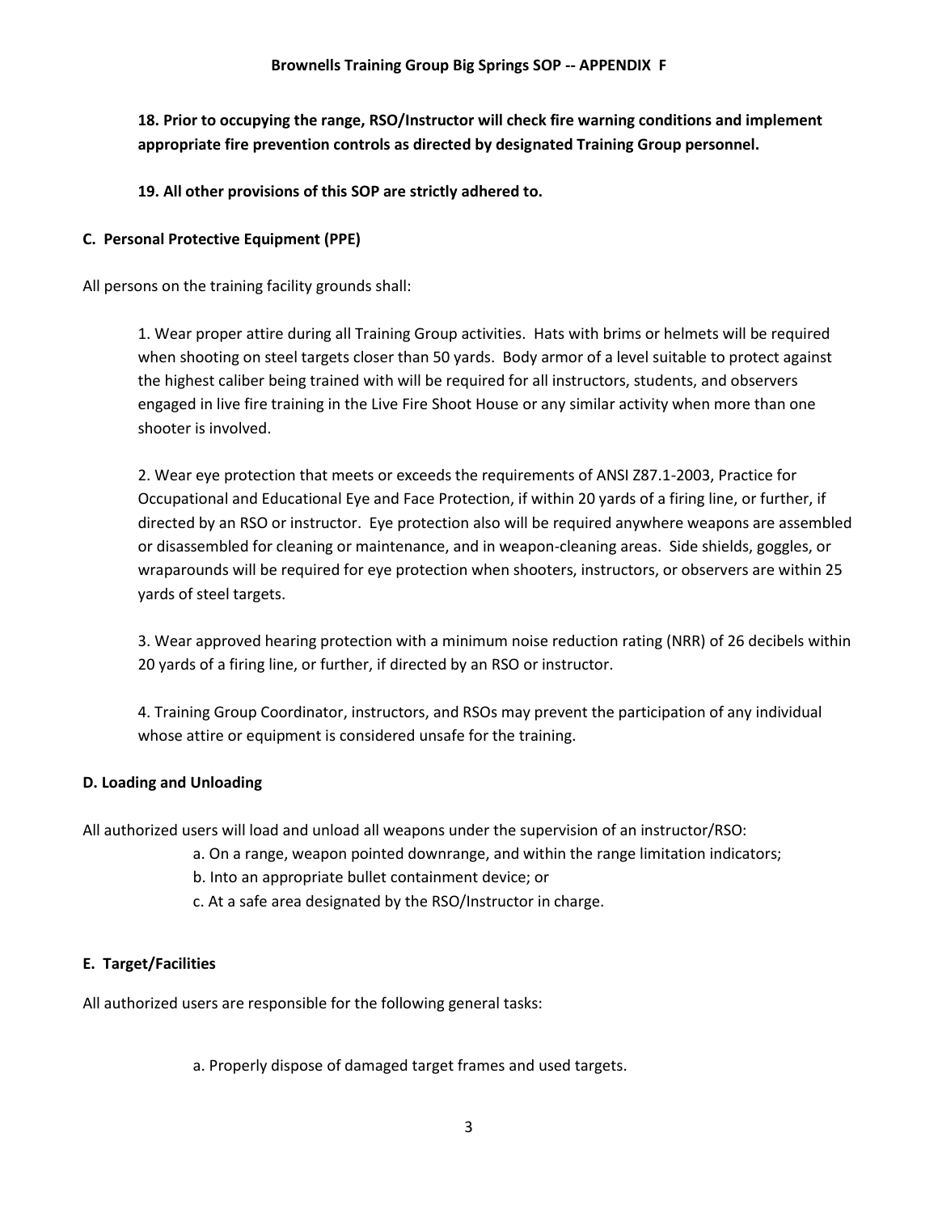**18. Prior to occupying the range, RSO/Instructor will check fire warning conditions and implement appropriate fire prevention controls as directed by designated Training Group personnel.**

**19. All other provisions of this SOP are strictly adhered to.**

### C. Personal Protective Equipment (PPE)

All persons on the training facility grounds shall:

1. Wear proper attire during all Training Group activities. Hats with brims or helmets will be required when shooting on steel targets closer than 50 yards. Body armor of a level suitable to protect against the highest caliber being trained with will be required for all instructors, students, and observers engaged in live fire training in the Live Fire Shoot House or any similar activity when more than one shooter is involved.

2. Wear eye protection that meets or exceeds the requirements of ANSI Z87.1-2003, Practice for Occupational and Educational Eye and Face Protection, if within 20 yards of a firing line, or further, if directed by an RSO or instructor. Eye protection also will be required anywhere weapons are assembled or disassembled for cleaning or maintenance, and in weapon-cleaning areas. Side shields, goggles, or wraparounds will be required for eye protection when shooters, instructors, or observers are within 25 yards of steel targets.

3. Wear approved hearing protection with a minimum noise reduction rating (NRR) of 26 decibels within 20 yards of a firing line, or further, if directed by an RSO or instructor.

4. Training Group Coordinator, instructors, and RSOs may prevent the participation of any individual whose attire or equipment is considered unsafe for the training.

### D. Loading and Unloading

All authorized users will load and unload all weapons under the supervision of an instructor/RSO:

a. On a range, weapon pointed downrange, and within the range limitation indicators;
b. Into an appropriate bullet containment device; or
c. At a safe area designated by the RSO/Instructor in charge.

### E. Target/Facilities

All authorized users are responsible for the following general tasks:

a. Properly dispose of damaged target frames and used targets.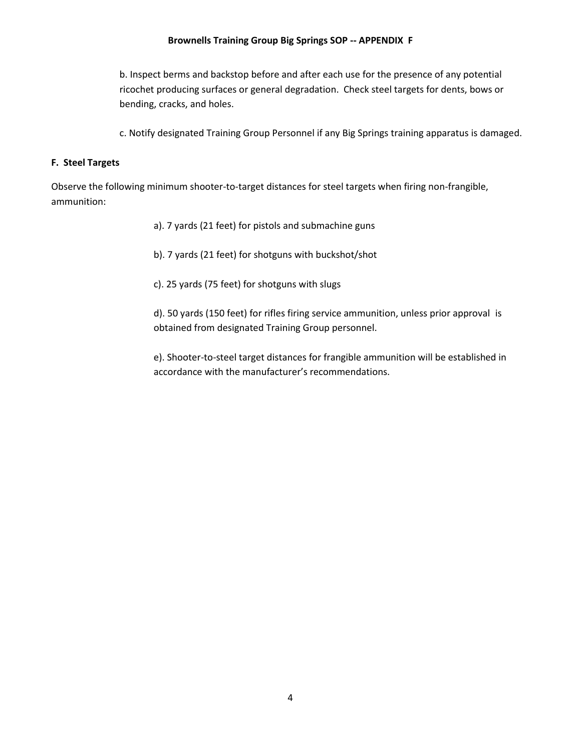b. Inspect berms and backstop before and after each use for the presence of any potential ricochet producing surfaces or general degradation. Check steel targets for dents, bows or bending, cracks, and holes.

c. Notify designated Training Group Personnel if any Big Springs training apparatus is damaged.

**F. Steel Targets**

Observe the following minimum shooter-to-target distances for steel targets when firing non-frangible, ammunition:

a). 7 yards (21 feet) for pistols and submachine guns

b). 7 yards (21 feet) for shotguns with buckshot/shot

c). 25 yards (75 feet) for shotguns with slugs

d). 50 yards (150 feet) for rifles firing service ammunition, unless prior approval is obtained from designated Training Group personnel.

e). Shooter-to-steel target distances for frangible ammunition will be established in accordance with the manufacturer's recommendations.